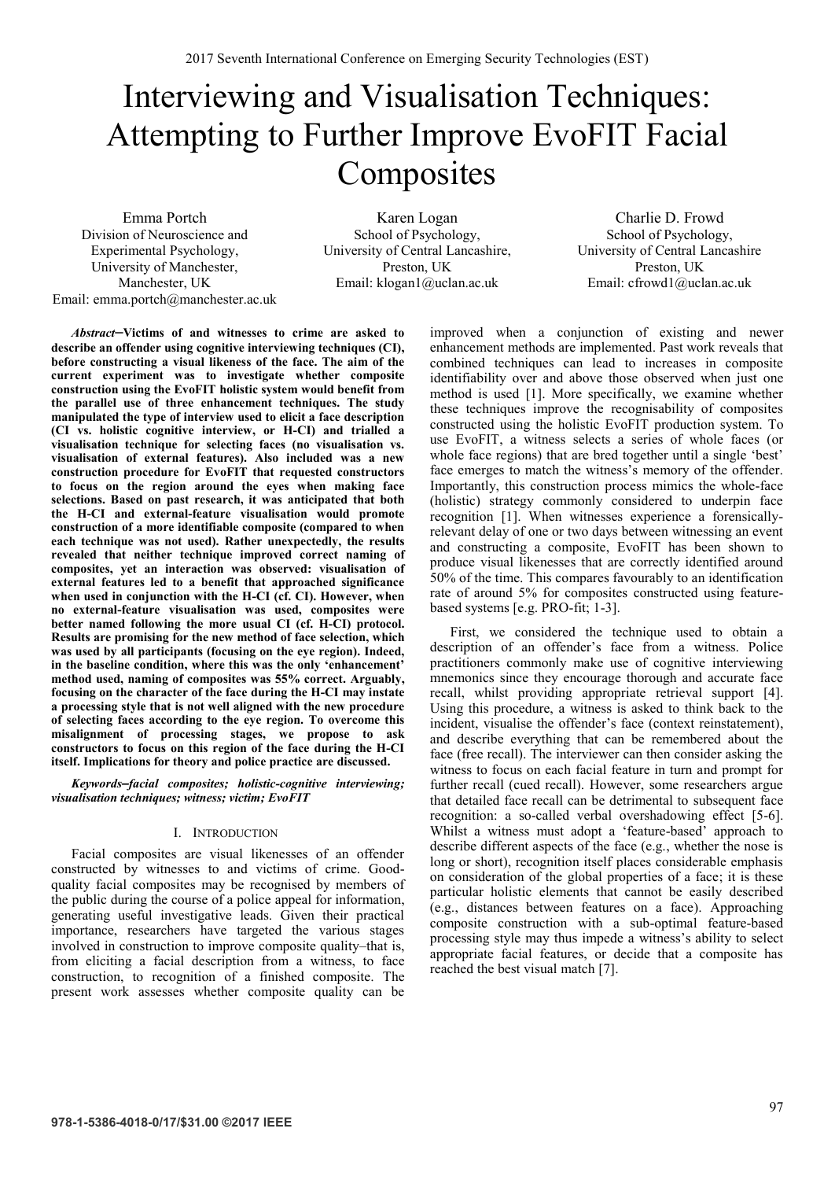# Interviewing and Visualisation Techniques: Attempting to Further Improve EvoFIT Facial Composites

Emma Portch
Division of Neuroscience and Experimental Psychology,
University of Manchester,
Manchester, UK
Email: emma.portch@manchester.ac.uk

Karen Logan
School of Psychology,
University of Central Lancashire,
Preston, UK
Email: klogan1@uclan.ac.uk

Charlie D. Frowd
School of Psychology,
University of Central Lancashire
Preston, UK
Email: cfrowd1@uclan.ac.uk

***Abstract*—Victims of and witnesses to crime are asked to describe an offender using cognitive interviewing techniques (CI), before constructing a visual likeness of the face. The aim of the current experiment was to investigate whether composite construction using the EvoFIT holistic system would benefit from the parallel use of three enhancement techniques. The study manipulated the type of interview used to elicit a face description (CI vs. holistic cognitive interview, or H-CI) and trialled a visualisation technique for selecting faces (no visualisation vs. visualisation of external features). Also included was a new construction procedure for EvoFIT that requested constructors to focus on the region around the eyes when making face selections. Based on past research, it was anticipated that both the H-CI and external-feature visualisation would promote construction of a more identifiable composite (compared to when each technique was not used). Rather unexpectedly, the results revealed that neither technique improved correct naming of composites, yet an interaction was observed: visualisation of external features led to a benefit that approached significance when used in conjunction with the H-CI (cf. CI). However, when no external-feature visualisation was used, composites were better named following the more usual CI (cf. H-CI) protocol. Results are promising for the new method of face selection, which was used by all participants (focusing on the eye region). Indeed, in the baseline condition, where this was the only 'enhancement' method used, naming of composites was 55% correct. Arguably, focusing on the character of the face during the H-CI may instate a processing style that is not well aligned with the new procedure of selecting faces according to the eye region. To overcome this misalignment of processing stages, we propose to ask constructors to focus on this region of the face during the H-CI itself. Implications for theory and police practice are discussed.**

***Keywords*–*facial composites; holistic-cognitive interviewing; visualisation techniques; witness; victim; EvoFIT***

## I. Introduction

Facial composites are visual likenesses of an offender constructed by witnesses to and victims of crime. Good-quality facial composites may be recognised by members of the public during the course of a police appeal for information, generating useful investigative leads. Given their practical importance, researchers have targeted the various stages involved in construction to improve composite quality–that is, from eliciting a facial description from a witness, to face construction, to recognition of a finished composite. The present work assesses whether composite quality can be improved when a conjunction of existing and newer enhancement methods are implemented. Past work reveals that combined techniques can lead to increases in composite identifiability over and above those observed when just one method is used [1]. More specifically, we examine whether these techniques improve the recognisability of composites constructed using the holistic EvoFIT production system. To use EvoFIT, a witness selects a series of whole faces (or whole face regions) that are bred together until a single 'best' face emerges to match the witness's memory of the offender. Importantly, this construction process mimics the whole-face (holistic) strategy commonly considered to underpin face recognition [1]. When witnesses experience a forensically-relevant delay of one or two days between witnessing an event and constructing a composite, EvoFIT has been shown to produce visual likenesses that are correctly identified around 50% of the time. This compares favourably to an identification rate of around 5% for composites constructed using feature-based systems [e.g. PRO-fit; 1-3].

First, we considered the technique used to obtain a description of an offender's face from a witness. Police practitioners commonly make use of cognitive interviewing mnemonics since they encourage thorough and accurate face recall, whilst providing appropriate retrieval support [4]. Using this procedure, a witness is asked to think back to the incident, visualise the offender's face (context reinstatement), and describe everything that can be remembered about the face (free recall). The interviewer can then consider asking the witness to focus on each facial feature in turn and prompt for further recall (cued recall). However, some researchers argue that detailed face recall can be detrimental to subsequent face recognition: a so-called verbal overshadowing effect [5-6]. Whilst a witness must adopt a 'feature-based' approach to describe different aspects of the face (e.g., whether the nose is long or short), recognition itself places considerable emphasis on consideration of the global properties of a face; it is these particular holistic elements that cannot be easily described (e.g., distances between features on a face). Approaching composite construction with a sub-optimal feature-based processing style may thus impede a witness's ability to select appropriate facial features, or decide that a composite has reached the best visual match [7].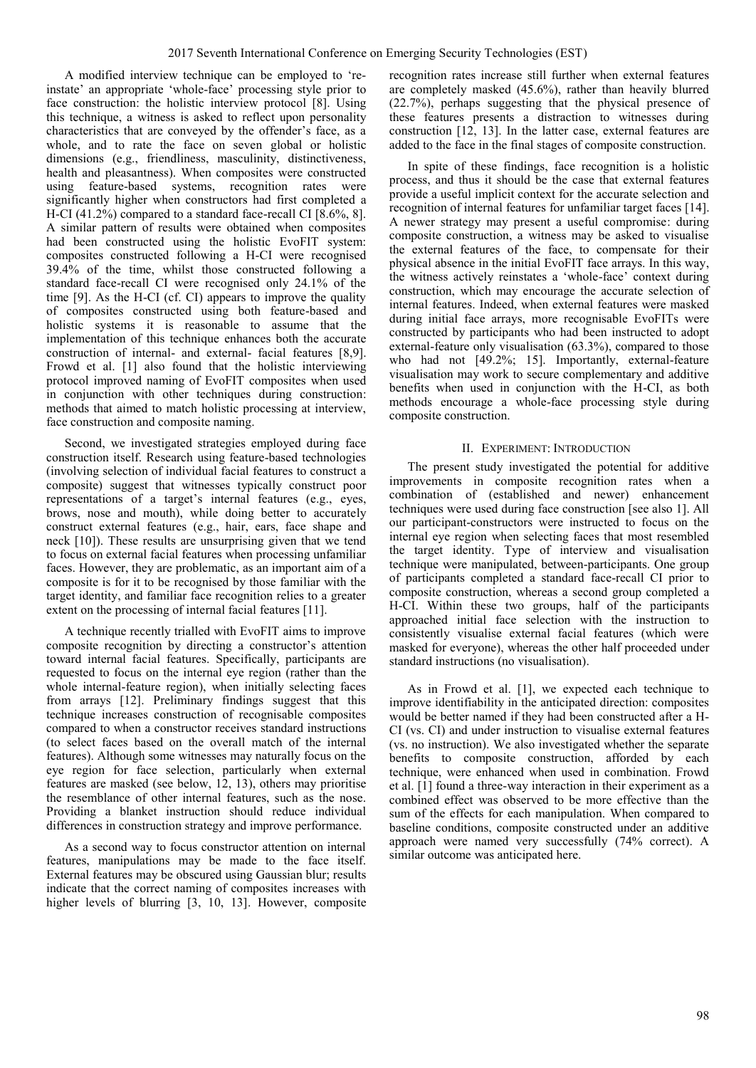A modified interview technique can be employed to 're-instate' an appropriate 'whole-face' processing style prior to face construction: the holistic interview protocol [8]. Using this technique, a witness is asked to reflect upon personality characteristics that are conveyed by the offender's face, as a whole, and to rate the face on seven global or holistic dimensions (e.g., friendliness, masculinity, distinctiveness, health and pleasantness). When composites were constructed using feature-based systems, recognition rates were significantly higher when constructors had first completed a H-CI (41.2%) compared to a standard face-recall CI [8.6%, 8]. A similar pattern of results were obtained when composites had been constructed using the holistic EvoFIT system: composites constructed following a H-CI were recognised 39.4% of the time, whilst those constructed following a standard face-recall CI were recognised only 24.1% of the time [9]. As the H-CI (cf. CI) appears to improve the quality of composites constructed using both feature-based and holistic systems it is reasonable to assume that the implementation of this technique enhances both the accurate construction of internal- and external- facial features [8,9]. Frowd et al. [1] also found that the holistic interviewing protocol improved naming of EvoFIT composites when used in conjunction with other techniques during construction: methods that aimed to match holistic processing at interview, face construction and composite naming.

Second, we investigated strategies employed during face construction itself. Research using feature-based technologies (involving selection of individual facial features to construct a composite) suggest that witnesses typically construct poor representations of a target's internal features (e.g., eyes, brows, nose and mouth), while doing better to accurately construct external features (e.g., hair, ears, face shape and neck [10]). These results are unsurprising given that we tend to focus on external facial features when processing unfamiliar faces. However, they are problematic, as an important aim of a composite is for it to be recognised by those familiar with the target identity, and familiar face recognition relies to a greater extent on the processing of internal facial features [11].

A technique recently trialled with EvoFIT aims to improve composite recognition by directing a constructor's attention toward internal facial features. Specifically, participants are requested to focus on the internal eye region (rather than the whole internal-feature region), when initially selecting faces from arrays [12]. Preliminary findings suggest that this technique increases construction of recognisable composites compared to when a constructor receives standard instructions (to select faces based on the overall match of the internal features). Although some witnesses may naturally focus on the eye region for face selection, particularly when external features are masked (see below, 12, 13), others may prioritise the resemblance of other internal features, such as the nose. Providing a blanket instruction should reduce individual differences in construction strategy and improve performance.

As a second way to focus constructor attention on internal features, manipulations may be made to the face itself. External features may be obscured using Gaussian blur; results indicate that the correct naming of composites increases with higher levels of blurring [3, 10, 13]. However, composite recognition rates increase still further when external features are completely masked (45.6%), rather than heavily blurred (22.7%), perhaps suggesting that the physical presence of these features presents a distraction to witnesses during construction [12, 13]. In the latter case, external features are added to the face in the final stages of composite construction.

In spite of these findings, face recognition is a holistic process, and thus it should be the case that external features provide a useful implicit context for the accurate selection and recognition of internal features for unfamiliar target faces [14]. A newer strategy may present a useful compromise: during composite construction, a witness may be asked to visualise the external features of the face, to compensate for their physical absence in the initial EvoFIT face arrays. In this way, the witness actively reinstates a 'whole-face' context during construction, which may encourage the accurate selection of internal features. Indeed, when external features were masked during initial face arrays, more recognisable EvoFITs were constructed by participants who had been instructed to adopt external-feature only visualisation (63.3%), compared to those who had not [49.2%; 15]. Importantly, external-feature visualisation may work to secure complementary and additive benefits when used in conjunction with the H-CI, as both methods encourage a whole-face processing style during composite construction.

## II. Experiment: Introduction

The present study investigated the potential for additive improvements in composite recognition rates when a combination of (established and newer) enhancement techniques were used during face construction [see also 1]. All our participant-constructors were instructed to focus on the internal eye region when selecting faces that most resembled the target identity. Type of interview and visualisation technique were manipulated, between-participants. One group of participants completed a standard face-recall CI prior to composite construction, whereas a second group completed a H-CI. Within these two groups, half of the participants approached initial face selection with the instruction to consistently visualise external facial features (which were masked for everyone), whereas the other half proceeded under standard instructions (no visualisation).

As in Frowd et al. [1], we expected each technique to improve identifiability in the anticipated direction: composites would be better named if they had been constructed after a H-CI (vs. CI) and under instruction to visualise external features (vs. no instruction). We also investigated whether the separate benefits to composite construction, afforded by each technique, were enhanced when used in combination. Frowd et al. [1] found a three-way interaction in their experiment as a combined effect was observed to be more effective than the sum of the effects for each manipulation. When compared to baseline conditions, composite constructed under an additive approach were named very successfully (74% correct). A similar outcome was anticipated here.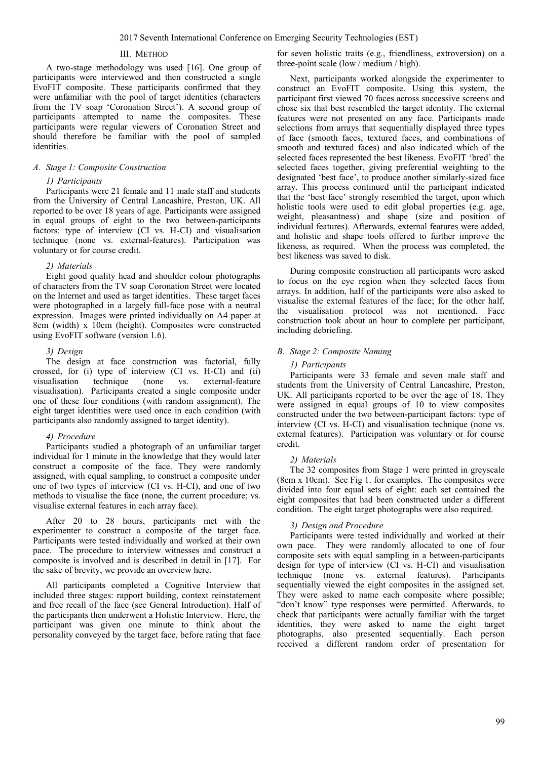## III. Method

A two-stage methodology was used [16]. One group of participants were interviewed and then constructed a single EvoFIT composite. These participants confirmed that they were unfamiliar with the pool of target identities (characters from the TV soap 'Coronation Street'). A second group of participants attempted to name the composites. These participants were regular viewers of Coronation Street and should therefore be familiar with the pool of sampled identities.

### A. Stage 1: Composite Construction

#### 1) Participants

Participants were 21 female and 11 male staff and students from the University of Central Lancashire, Preston, UK. All reported to be over 18 years of age. Participants were assigned in equal groups of eight to the two between-participants factors: type of interview (CI vs. H-CI) and visualisation technique (none vs. external-features). Participation was voluntary or for course credit.

#### 2) Materials

Eight good quality head and shoulder colour photographs of characters from the TV soap Coronation Street were located on the Internet and used as target identities. These target faces were photographed in a largely full-face pose with a neutral expression. Images were printed individually on A4 paper at 8cm (width) x 10cm (height). Composites were constructed using EvoFIT software (version 1.6).

#### 3) Design

The design at face construction was factorial, fully crossed, for (i) type of interview (CI vs. H-CI) and (ii) visualisation technique (none vs. external-feature visualisation). Participants created a single composite under one of these four conditions (with random assignment). The eight target identities were used once in each condition (with participants also randomly assigned to target identity).

#### 4) Procedure

Participants studied a photograph of an unfamiliar target individual for 1 minute in the knowledge that they would later construct a composite of the face. They were randomly assigned, with equal sampling, to construct a composite under one of two types of interview (CI vs. H-CI), and one of two methods to visualise the face (none, the current procedure; vs. visualise external features in each array face).

After 20 to 28 hours, participants met with the experimenter to construct a composite of the target face. Participants were tested individually and worked at their own pace. The procedure to interview witnesses and construct a composite is involved and is described in detail in [17]. For the sake of brevity, we provide an overview here.

All participants completed a Cognitive Interview that included three stages: rapport building, context reinstatement and free recall of the face (see General Introduction). Half of the participants then underwent a Holistic Interview. Here, the participant was given one minute to think about the personality conveyed by the target face, before rating that face for seven holistic traits (e.g., friendliness, extroversion) on a three-point scale (low / medium / high).

Next, participants worked alongside the experimenter to construct an EvoFIT composite. Using this system, the participant first viewed 70 faces across successive screens and chose six that best resembled the target identity. The external features were not presented on any face. Participants made selections from arrays that sequentially displayed three types of face (smooth faces, textured faces, and combinations of smooth and textured faces) and also indicated which of the selected faces represented the best likeness. EvoFIT 'bred' the selected faces together, giving preferential weighting to the designated 'best face', to produce another similarly-sized face array. This process continued until the participant indicated that the 'best face' strongly resembled the target, upon which holistic tools were used to edit global properties (e.g. age, weight, pleasantness) and shape (size and position of individual features). Afterwards, external features were added, and holistic and shape tools offered to further improve the likeness, as required. When the process was completed, the best likeness was saved to disk.

During composite construction all participants were asked to focus on the eye region when they selected faces from arrays. In addition, half of the participants were also asked to visualise the external features of the face; for the other half, the visualisation protocol was not mentioned. Face construction took about an hour to complete per participant, including debriefing.

### B. Stage 2: Composite Naming

#### 1) Participants

Participants were 33 female and seven male staff and students from the University of Central Lancashire, Preston, UK. All participants reported to be over the age of 18. They were assigned in equal groups of 10 to view composites constructed under the two between-participant factors: type of interview (CI vs. H-CI) and visualisation technique (none vs. external features). Participation was voluntary or for course credit.

#### 2) Materials

The 32 composites from Stage 1 were printed in greyscale (8cm x 10cm). See Fig 1. for examples. The composites were divided into four equal sets of eight: each set contained the eight composites that had been constructed under a different condition. The eight target photographs were also required.

#### 3) Design and Procedure

Participants were tested individually and worked at their own pace. They were randomly allocated to one of four composite sets with equal sampling in a between-participants design for type of interview (CI vs. H-CI) and visualisation technique (none vs. external features). Participants sequentially viewed the eight composites in the assigned set. They were asked to name each composite where possible; "don't know" type responses were permitted. Afterwards, to check that participants were actually familiar with the target identities, they were asked to name the eight target photographs, also presented sequentially. Each person received a different random order of presentation for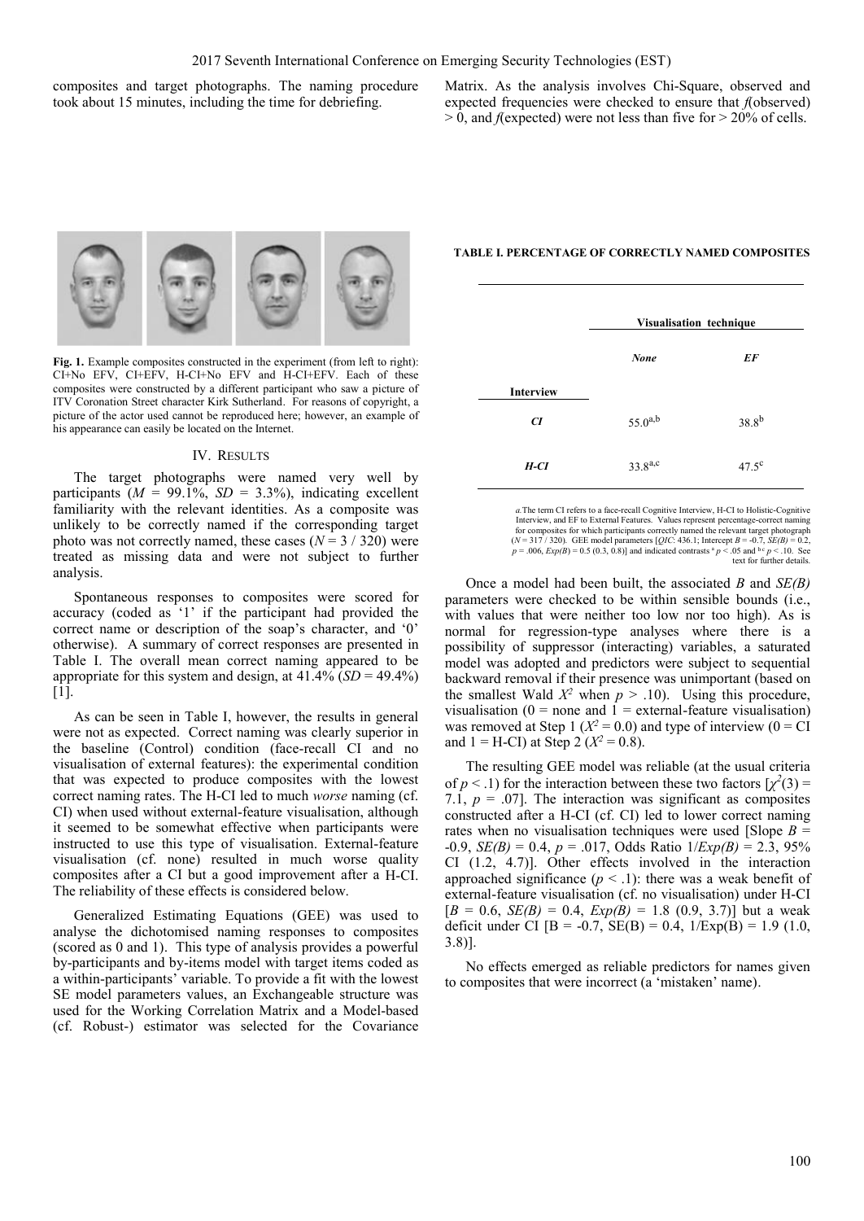composites and target photographs. The naming procedure took about 15 minutes, including the time for debriefing.

Matrix. As the analysis involves Chi-Square, observed and expected frequencies were checked to ensure that *f*(observed) > 0, and *f*(expected) were not less than five for > 20% of cells.

**Fig. 1.** Example composites constructed in the experiment (from left to right): CI+No EFV, CI+EFV, H-CI+No EFV and H-CI+EFV. Each of these composites were constructed by a different participant who saw a picture of ITV Coronation Street character Kirk Sutherland. For reasons of copyright, a picture of the actor used cannot be reproduced here; however, an example of his appearance can easily be located on the Internet.

**TABLE I. PERCENTAGE OF CORRECTLY NAMED COMPOSITES**

| Interview | Visualisation technique: *None* | Visualisation technique: *EF* |
|---|---|---|
| *CI* | 55.0[a,b] | 38.8[b] |
| *H-CI* | 33.8[a,c] | 47.5[c] |

*a.* The term CI refers to a face-recall Cognitive Interview, H-CI to Holistic-Cognitive Interview, and EF to External Features. Values represent percentage-correct naming for composites for which participants correctly named the relevant target photograph ($N$ = 317 / 320). GEE model parameters [*QIC*: 436.1; Intercept $B$ = -0.7, $SE(B)$ = 0.2, $p$ = .006, $Exp(B)$ = 0.5 (0.3, 0.8)] and indicated contrasts [a] $p < .05$ and [b c] $p < .10$. See text for further details.

## IV. RESULTS

The target photographs were named very well by participants ($M$ = 99.1%, $SD$ = 3.3%), indicating excellent familiarity with the relevant identities. As a composite was unlikely to be correctly named if the corresponding target photo was not correctly named, these cases ($N$ = 3 / 320) were treated as missing data and were not subject to further analysis.

Spontaneous responses to composites were scored for accuracy (coded as '1' if the participant had provided the correct name or description of the soap's character, and '0' otherwise). A summary of correct responses are presented in Table I. The overall mean correct naming appeared to be appropriate for this system and design, at 41.4% ($SD$ = 49.4%) [1].

As can be seen in Table I, however, the results in general were not as expected. Correct naming was clearly superior in the baseline (Control) condition (face-recall CI and no visualisation of external features): the experimental condition that was expected to produce composites with the lowest correct naming rates. The H-CI led to much *worse* naming (cf. CI) when used without external-feature visualisation, although it seemed to be somewhat effective when participants were instructed to use this type of visualisation. External-feature visualisation (cf. none) resulted in much worse quality composites after a CI but a good improvement after a H-CI. The reliability of these effects is considered below.

Generalized Estimating Equations (GEE) was used to analyse the dichotomised naming responses to composites (scored as 0 and 1). This type of analysis provides a powerful by-participants and by-items model with target items coded as a within-participants' variable. To provide a fit with the lowest SE model parameters values, an Exchangeable structure was used for the Working Correlation Matrix and a Model-based (cf. Robust-) estimator was selected for the Covariance

Once a model had been built, the associated $B$ and $SE(B)$ parameters were checked to be within sensible bounds (i.e., with values that were neither too low nor too high). As is normal for regression-type analyses where there is a possibility of suppressor (interacting) variables, a saturated model was adopted and predictors were subject to sequential backward removal if their presence was unimportant (based on the smallest Wald $X^2$ when $p > .10$). Using this procedure, visualisation (0 = none and 1 = external-feature visualisation) was removed at Step 1 ($X^2 = 0.0$) and type of interview (0 = CI and 1 = H-CI) at Step 2 ($X^2 = 0.8$).

The resulting GEE model was reliable (at the usual criteria of $p < .1$) for the interaction between these two factors [$\chi^2(3)$ = 7.1, $p$ = .07]. The interaction was significant as composites constructed after a H-CI (cf. CI) led to lower correct naming rates when no visualisation techniques were used [Slope $B$ = -0.9, $SE(B)$ = 0.4, $p$ = .017, Odds Ratio $1/Exp(B)$ = 2.3, 95% CI (1.2, 4.7)]. Other effects involved in the interaction approached significance ($p < .1$): there was a weak benefit of external-feature visualisation (cf. no visualisation) under H-CI [$B$ = 0.6, $SE(B)$ = 0.4, $Exp(B)$ = 1.8 (0.9, 3.7)] but a weak deficit under CI [B = -0.7, SE(B) = 0.4, 1/Exp(B) = 1.9 (1.0, 3.8)].

No effects emerged as reliable predictors for names given to composites that were incorrect (a 'mistaken' name).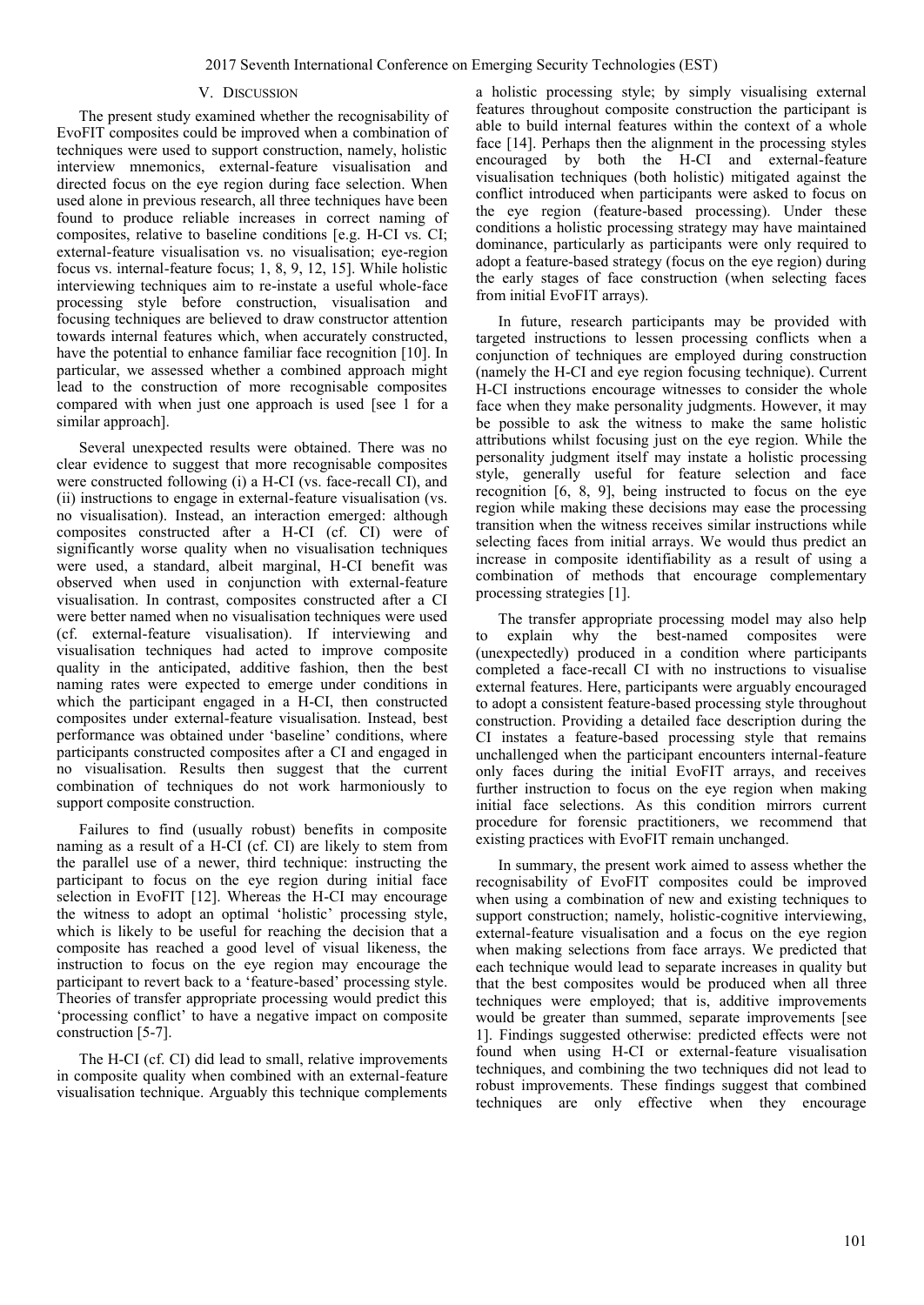## V. Discussion

The present study examined whether the recognisability of EvoFIT composites could be improved when a combination of techniques were used to support construction, namely, holistic interview mnemonics, external-feature visualisation and directed focus on the eye region during face selection. When used alone in previous research, all three techniques have been found to produce reliable increases in correct naming of composites, relative to baseline conditions [e.g. H-CI vs. CI; external-feature visualisation vs. no visualisation; eye-region focus vs. internal-feature focus; 1, 8, 9, 12, 15]. While holistic interviewing techniques aim to re-instate a useful whole-face processing style before construction, visualisation and focusing techniques are believed to draw constructor attention towards internal features which, when accurately constructed, have the potential to enhance familiar face recognition [10]. In particular, we assessed whether a combined approach might lead to the construction of more recognisable composites compared with when just one approach is used [see 1 for a similar approach].

Several unexpected results were obtained. There was no clear evidence to suggest that more recognisable composites were constructed following (i) a H-CI (vs. face-recall CI), and (ii) instructions to engage in external-feature visualisation (vs. no visualisation). Instead, an interaction emerged: although composites constructed after a H-CI (cf. CI) were of significantly worse quality when no visualisation techniques were used, a standard, albeit marginal, H-CI benefit was observed when used in conjunction with external-feature visualisation. In contrast, composites constructed after a CI were better named when no visualisation techniques were used (cf. external-feature visualisation). If interviewing and visualisation techniques had acted to improve composite quality in the anticipated, additive fashion, then the best naming rates were expected to emerge under conditions in which the participant engaged in a H-CI, then constructed composites under external-feature visualisation. Instead, best performance was obtained under 'baseline' conditions, where participants constructed composites after a CI and engaged in no visualisation. Results then suggest that the current combination of techniques do not work harmoniously to support composite construction.

Failures to find (usually robust) benefits in composite naming as a result of a H-CI (cf. CI) are likely to stem from the parallel use of a newer, third technique: instructing the participant to focus on the eye region during initial face selection in EvoFIT [12]. Whereas the H-CI may encourage the witness to adopt an optimal 'holistic' processing style, which is likely to be useful for reaching the decision that a composite has reached a good level of visual likeness, the instruction to focus on the eye region may encourage the participant to revert back to a 'feature-based' processing style. Theories of transfer appropriate processing would predict this 'processing conflict' to have a negative impact on composite construction [5-7].

The H-CI (cf. CI) did lead to small, relative improvements in composite quality when combined with an external-feature visualisation technique. Arguably this technique complements a holistic processing style; by simply visualising external features throughout composite construction the participant is able to build internal features within the context of a whole face [14]. Perhaps then the alignment in the processing styles encouraged by both the H-CI and external-feature visualisation techniques (both holistic) mitigated against the conflict introduced when participants were asked to focus on the eye region (feature-based processing). Under these conditions a holistic processing strategy may have maintained dominance, particularly as participants were only required to adopt a feature-based strategy (focus on the eye region) during the early stages of face construction (when selecting faces from initial EvoFIT arrays).

In future, research participants may be provided with targeted instructions to lessen processing conflicts when a conjunction of techniques are employed during construction (namely the H-CI and eye region focusing technique). Current H-CI instructions encourage witnesses to consider the whole face when they make personality judgments. However, it may be possible to ask the witness to make the same holistic attributions whilst focusing just on the eye region. While the personality judgment itself may instate a holistic processing style, generally useful for feature selection and face recognition [6, 8, 9], being instructed to focus on the eye region while making these decisions may ease the processing transition when the witness receives similar instructions while selecting faces from initial arrays. We would thus predict an increase in composite identifiability as a result of using a combination of methods that encourage complementary processing strategies [1].

The transfer appropriate processing model may also help to explain why the best-named composites were (unexpectedly) produced in a condition where participants completed a face-recall CI with no instructions to visualise external features. Here, participants were arguably encouraged to adopt a consistent feature-based processing style throughout construction. Providing a detailed face description during the CI instates a feature-based processing style that remains unchallenged when the participant encounters internal-feature only faces during the initial EvoFIT arrays, and receives further instruction to focus on the eye region when making initial face selections. As this condition mirrors current procedure for forensic practitioners, we recommend that existing practices with EvoFIT remain unchanged.

In summary, the present work aimed to assess whether the recognisability of EvoFIT composites could be improved when using a combination of new and existing techniques to support construction; namely, holistic-cognitive interviewing, external-feature visualisation and a focus on the eye region when making selections from face arrays. We predicted that each technique would lead to separate increases in quality but that the best composites would be produced when all three techniques were employed; that is, additive improvements would be greater than summed, separate improvements [see 1]. Findings suggested otherwise: predicted effects were not found when using H-CI or external-feature visualisation techniques, and combining the two techniques did not lead to robust improvements. These findings suggest that combined techniques are only effective when they encourage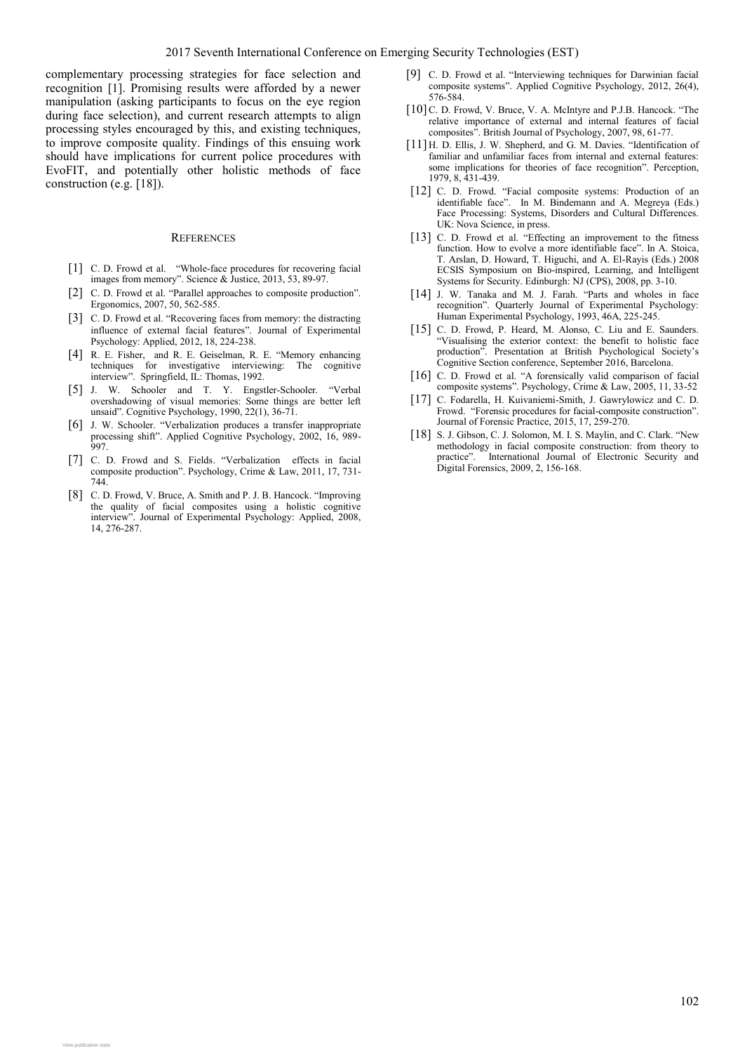complementary processing strategies for face selection and recognition [1]. Promising results were afforded by a newer manipulation (asking participants to focus on the eye region during face selection), and current research attempts to align processing styles encouraged by this, and existing techniques, to improve composite quality. Findings of this ensuing work should have implications for current police procedures with EvoFIT, and potentially other holistic methods of face construction (e.g. [18]).

## REFERENCES

[1] C. D. Frowd et al. "Whole-face procedures for recovering facial images from memory". Science & Justice, 2013, 53, 89-97.

[2] C. D. Frowd et al. "Parallel approaches to composite production". Ergonomics, 2007, 50, 562-585.

[3] C. D. Frowd et al. "Recovering faces from memory: the distracting influence of external facial features". Journal of Experimental Psychology: Applied, 2012, 18, 224-238.

[4] R. E. Fisher, and R. E. Geiselman, R. E. "Memory enhancing techniques for investigative interviewing: The cognitive interview". Springfield, IL: Thomas, 1992.

[5] J. W. Schooler and T. Y. Engstler-Schooler. "Verbal overshadowing of visual memories: Some things are better left unsaid". Cognitive Psychology, 1990, 22(1), 36-71.

[6] J. W. Schooler. "Verbalization produces a transfer inappropriate processing shift". Applied Cognitive Psychology, 2002, 16, 989-997.

[7] C. D. Frowd and S. Fields. "Verbalization effects in facial composite production". Psychology, Crime & Law, 2011, 17, 731-744.

[8] C. D. Frowd, V. Bruce, A. Smith and P. J. B. Hancock. "Improving the quality of facial composites using a holistic cognitive interview". Journal of Experimental Psychology: Applied, 2008, 14, 276-287.

[9] C. D. Frowd et al. "Interviewing techniques for Darwinian facial composite systems". Applied Cognitive Psychology, 2012, 26(4), 576-584.

[10] C. D. Frowd, V. Bruce, V. A. McIntyre and P.J.B. Hancock. "The relative importance of external and internal features of facial composites". British Journal of Psychology, 2007, 98, 61-77.

[11] H. D. Ellis, J. W. Shepherd, and G. M. Davies. "Identification of familiar and unfamiliar faces from internal and external features: some implications for theories of face recognition". Perception, 1979, 8, 431-439.

[12] C. D. Frowd. "Facial composite systems: Production of an identifiable face". In M. Bindemann and A. Megreya (Eds.) Face Processing: Systems, Disorders and Cultural Differences. UK: Nova Science, in press.

[13] C. D. Frowd et al. "Effecting an improvement to the fitness function. How to evolve a more identifiable face". In A. Stoica, T. Arslan, D. Howard, T. Higuchi, and A. El-Rayis (Eds.) 2008 ECSIS Symposium on Bio-inspired, Learning, and Intelligent Systems for Security. Edinburgh: NJ (CPS), 2008, pp. 3-10.

[14] J. W. Tanaka and M. J. Farah. "Parts and wholes in face recognition". Quarterly Journal of Experimental Psychology: Human Experimental Psychology, 1993, 46A, 225-245.

[15] C. D. Frowd, P. Heard, M. Alonso, C. Liu and E. Saunders. "Visualising the exterior context: the benefit to holistic face production". Presentation at British Psychological Society's Cognitive Section conference, September 2016, Barcelona.

[16] C. D. Frowd et al. "A forensically valid comparison of facial composite systems". Psychology, Crime & Law, 2005, 11, 33-52

[17] C. Fodarella, H. Kuivaniemi-Smith, J. Gawrylowicz and C. D. Frowd. "Forensic procedures for facial-composite construction". Journal of Forensic Practice, 2015, 17, 259-270.

[18] S. J. Gibson, C. J. Solomon, M. I. S. Maylin, and C. Clark. "New methodology in facial composite construction: from theory to practice". International Journal of Electronic Security and Digital Forensics, 2009, 2, 156-168.